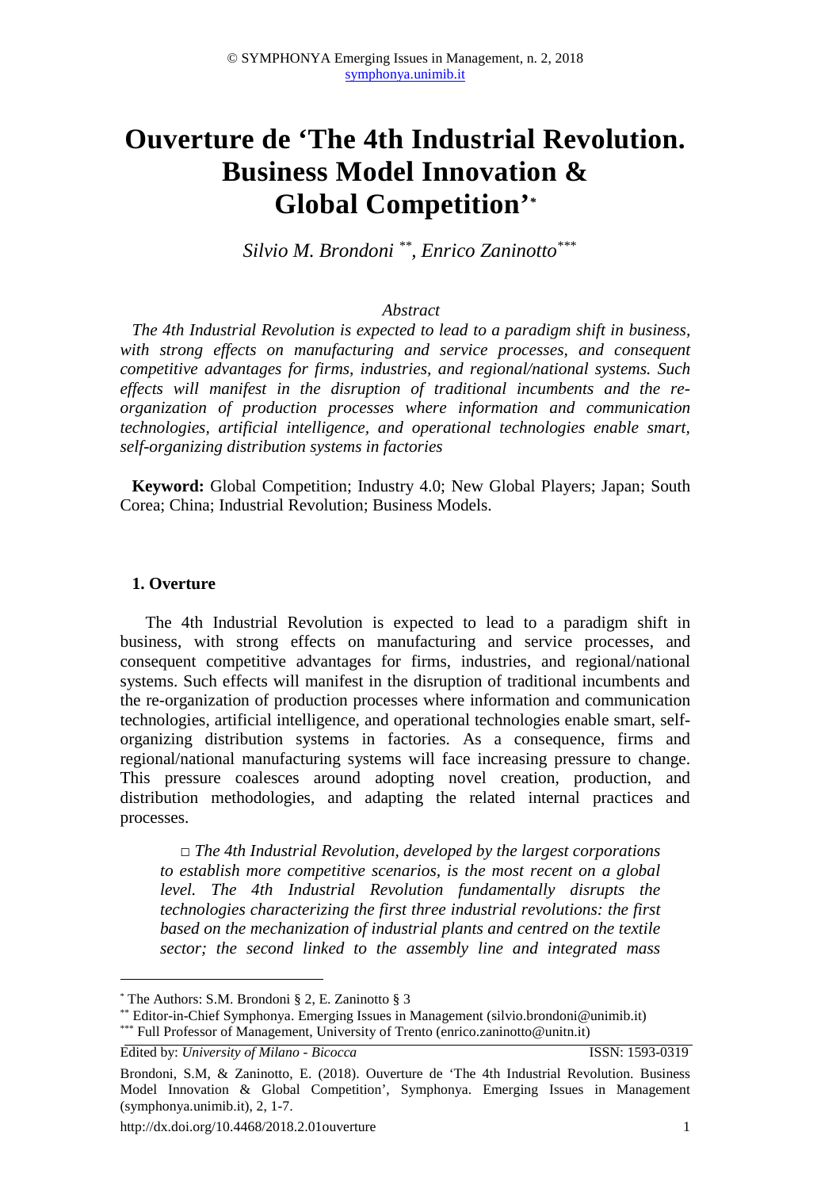# Ouverture de 'The 4th Industrial Revolution. Business Model Innovation & Global Competition'[*]

*Silvio M. Brondoni* [**]*, Enrico Zaninotto*[***]

*Abstract*

*The 4th Industrial Revolution is expected to lead to a paradigm shift in business, with strong effects on manufacturing and service processes, and consequent competitive advantages for firms, industries, and regional/national systems. Such effects will manifest in the disruption of traditional incumbents and the re-organization of production processes where information and communication technologies, artificial intelligence, and operational technologies enable smart, self-organizing distribution systems in factories*

**Keyword:** Global Competition; Industry 4.0; New Global Players; Japan; South Corea; China; Industrial Revolution; Business Models.

## 1. Overture

The 4th Industrial Revolution is expected to lead to a paradigm shift in business, with strong effects on manufacturing and service processes, and consequent competitive advantages for firms, industries, and regional/national systems. Such effects will manifest in the disruption of traditional incumbents and the re-organization of production processes where information and communication technologies, artificial intelligence, and operational technologies enable smart, self-organizing distribution systems in factories. As a consequence, firms and regional/national manufacturing systems will face increasing pressure to change. This pressure coalesces around adopting novel creation, production, and distribution methodologies, and adapting the related internal practices and processes.

□ *The 4th Industrial Revolution, developed by the largest corporations to establish more competitive scenarios, is the most recent on a global level. The 4th Industrial Revolution fundamentally disrupts the technologies characterizing the first three industrial revolutions: the first based on the mechanization of industrial plants and centred on the textile sector; the second linked to the assembly line and integrated mass*

---

[*] The Authors: S.M. Brondoni § 2, E. Zaninotto § 3

[**] Editor-in-Chief Symphonya. Emerging Issues in Management (silvio.brondoni@unimib.it)

[***] Full Professor of Management, University of Trento (enrico.zaninotto@unitn.it)

Edited by: *University of Milano - Bicocca* ISSN: 1593-0319

Brondoni, S.M, & Zaninotto, E. (2018). Ouverture de 'The 4th Industrial Revolution. Business Model Innovation & Global Competition', Symphonya. Emerging Issues in Management (symphonya.unimib.it), 2, 1-7.

http://dx.doi.org/10.4468/2018.2.01ouverture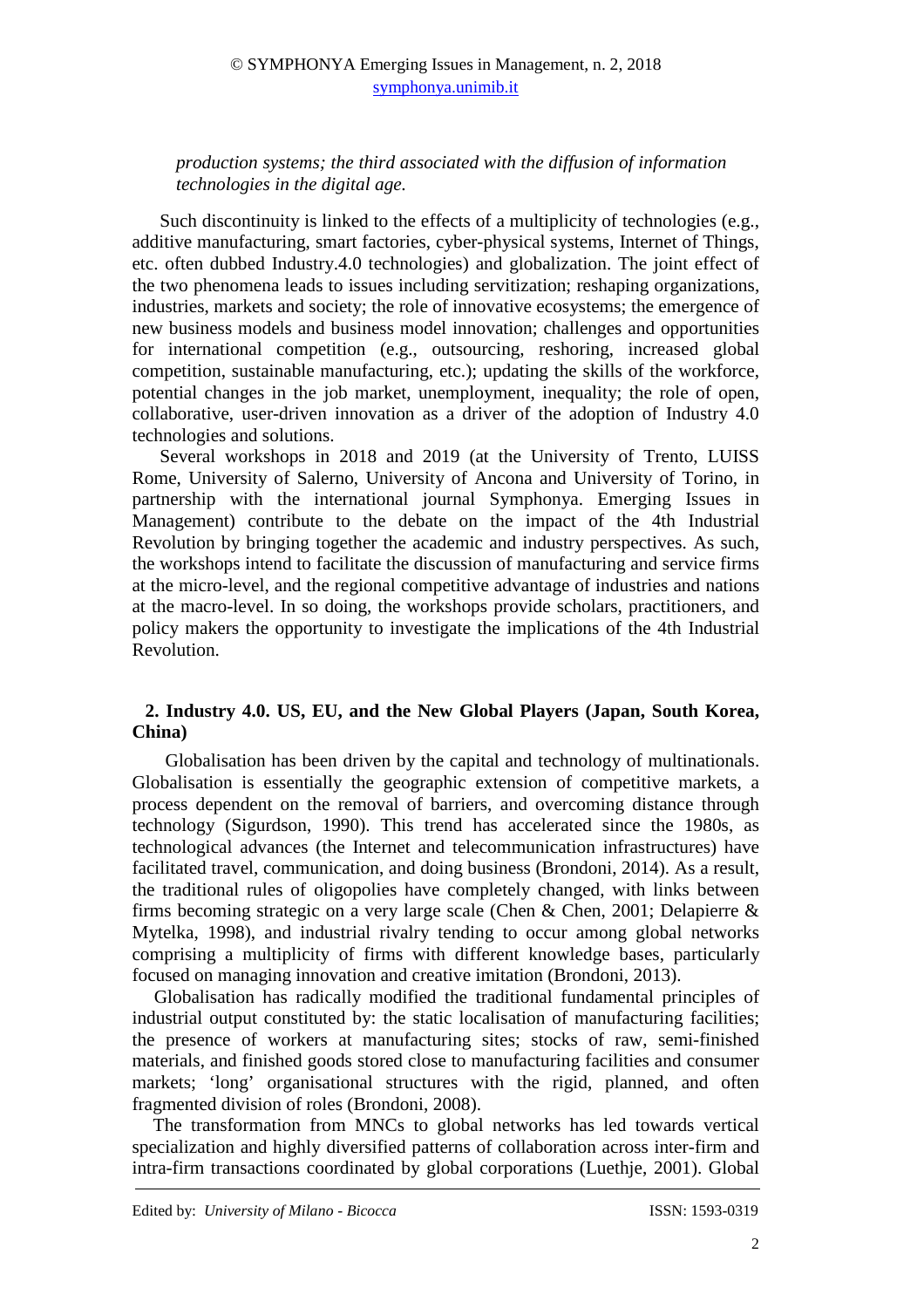*production systems; the third associated with the diffusion of information technologies in the digital age.*

Such discontinuity is linked to the effects of a multiplicity of technologies (e.g., additive manufacturing, smart factories, cyber-physical systems, Internet of Things, etc. often dubbed Industry.4.0 technologies) and globalization. The joint effect of the two phenomena leads to issues including servitization; reshaping organizations, industries, markets and society; the role of innovative ecosystems; the emergence of new business models and business model innovation; challenges and opportunities for international competition (e.g., outsourcing, reshoring, increased global competition, sustainable manufacturing, etc.); updating the skills of the workforce, potential changes in the job market, unemployment, inequality; the role of open, collaborative, user-driven innovation as a driver of the adoption of Industry 4.0 technologies and solutions.

Several workshops in 2018 and 2019 (at the University of Trento, LUISS Rome, University of Salerno, University of Ancona and University of Torino, in partnership with the international journal Symphonya. Emerging Issues in Management) contribute to the debate on the impact of the 4th Industrial Revolution by bringing together the academic and industry perspectives. As such, the workshops intend to facilitate the discussion of manufacturing and service firms at the micro-level, and the regional competitive advantage of industries and nations at the macro-level. In so doing, the workshops provide scholars, practitioners, and policy makers the opportunity to investigate the implications of the 4th Industrial Revolution.

## 2. Industry 4.0. US, EU, and the New Global Players (Japan, South Korea, China)

Globalisation has been driven by the capital and technology of multinationals. Globalisation is essentially the geographic extension of competitive markets, a process dependent on the removal of barriers, and overcoming distance through technology (Sigurdson, 1990). This trend has accelerated since the 1980s, as technological advances (the Internet and telecommunication infrastructures) have facilitated travel, communication, and doing business (Brondoni, 2014). As a result, the traditional rules of oligopolies have completely changed, with links between firms becoming strategic on a very large scale (Chen & Chen, 2001; Delapierre & Mytelka, 1998), and industrial rivalry tending to occur among global networks comprising a multiplicity of firms with different knowledge bases, particularly focused on managing innovation and creative imitation (Brondoni, 2013).

Globalisation has radically modified the traditional fundamental principles of industrial output constituted by: the static localisation of manufacturing facilities; the presence of workers at manufacturing sites; stocks of raw, semi-finished materials, and finished goods stored close to manufacturing facilities and consumer markets; 'long' organisational structures with the rigid, planned, and often fragmented division of roles (Brondoni, 2008).

The transformation from MNCs to global networks has led towards vertical specialization and highly diversified patterns of collaboration across inter-firm and intra-firm transactions coordinated by global corporations (Luethje, 2001). Global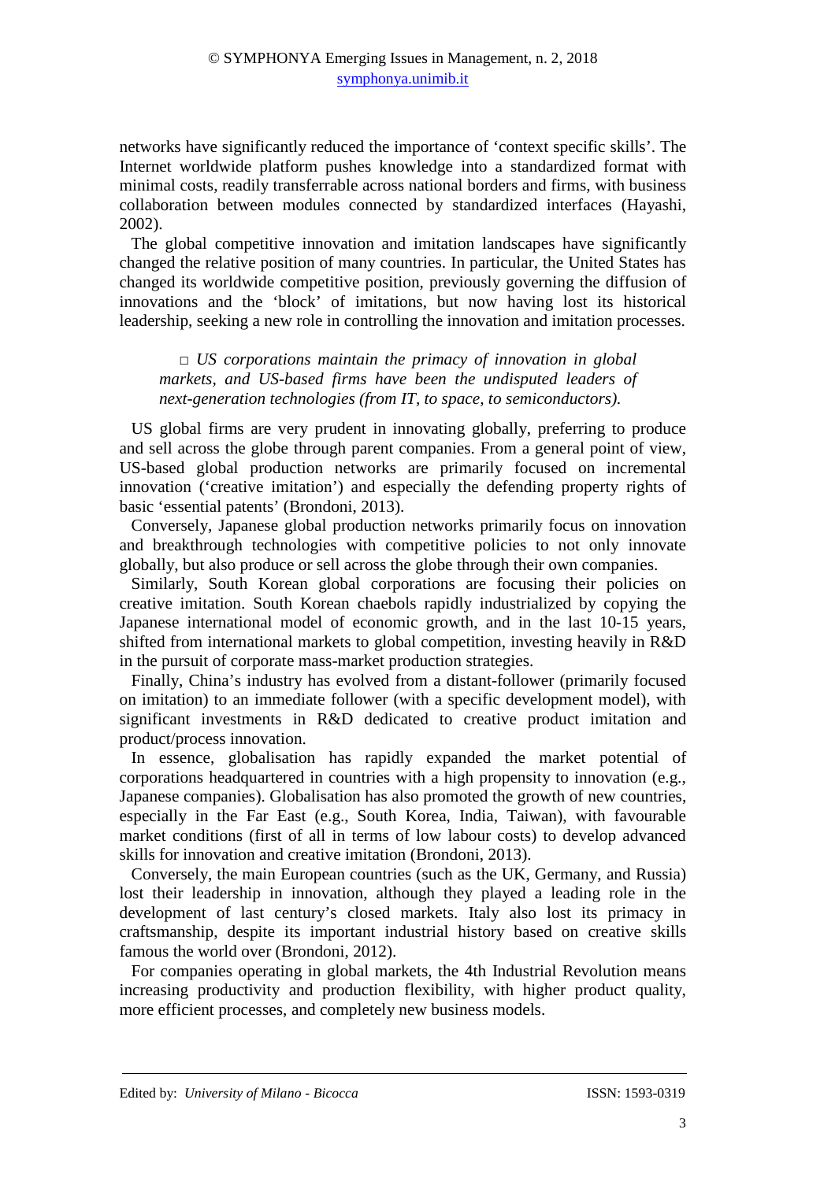networks have significantly reduced the importance of 'context specific skills'. The Internet worldwide platform pushes knowledge into a standardized format with minimal costs, readily transferrable across national borders and firms, with business collaboration between modules connected by standardized interfaces (Hayashi, 2002).

The global competitive innovation and imitation landscapes have significantly changed the relative position of many countries. In particular, the United States has changed its worldwide competitive position, previously governing the diffusion of innovations and the 'block' of imitations, but now having lost its historical leadership, seeking a new role in controlling the innovation and imitation processes.

> □ *US corporations maintain the primacy of innovation in global markets, and US-based firms have been the undisputed leaders of next-generation technologies (from IT, to space, to semiconductors).*

US global firms are very prudent in innovating globally, preferring to produce and sell across the globe through parent companies. From a general point of view, US-based global production networks are primarily focused on incremental innovation ('creative imitation') and especially the defending property rights of basic 'essential patents' (Brondoni, 2013).

Conversely, Japanese global production networks primarily focus on innovation and breakthrough technologies with competitive policies to not only innovate globally, but also produce or sell across the globe through their own companies.

Similarly, South Korean global corporations are focusing their policies on creative imitation. South Korean chaebols rapidly industrialized by copying the Japanese international model of economic growth, and in the last 10-15 years, shifted from international markets to global competition, investing heavily in R&D in the pursuit of corporate mass-market production strategies.

Finally, China's industry has evolved from a distant-follower (primarily focused on imitation) to an immediate follower (with a specific development model), with significant investments in R&D dedicated to creative product imitation and product/process innovation.

In essence, globalisation has rapidly expanded the market potential of corporations headquartered in countries with a high propensity to innovation (e.g., Japanese companies). Globalisation has also promoted the growth of new countries, especially in the Far East (e.g., South Korea, India, Taiwan), with favourable market conditions (first of all in terms of low labour costs) to develop advanced skills for innovation and creative imitation (Brondoni, 2013).

Conversely, the main European countries (such as the UK, Germany, and Russia) lost their leadership in innovation, although they played a leading role in the development of last century's closed markets. Italy also lost its primacy in craftsmanship, despite its important industrial history based on creative skills famous the world over (Brondoni, 2012).

For companies operating in global markets, the 4th Industrial Revolution means increasing productivity and production flexibility, with higher product quality, more efficient processes, and completely new business models.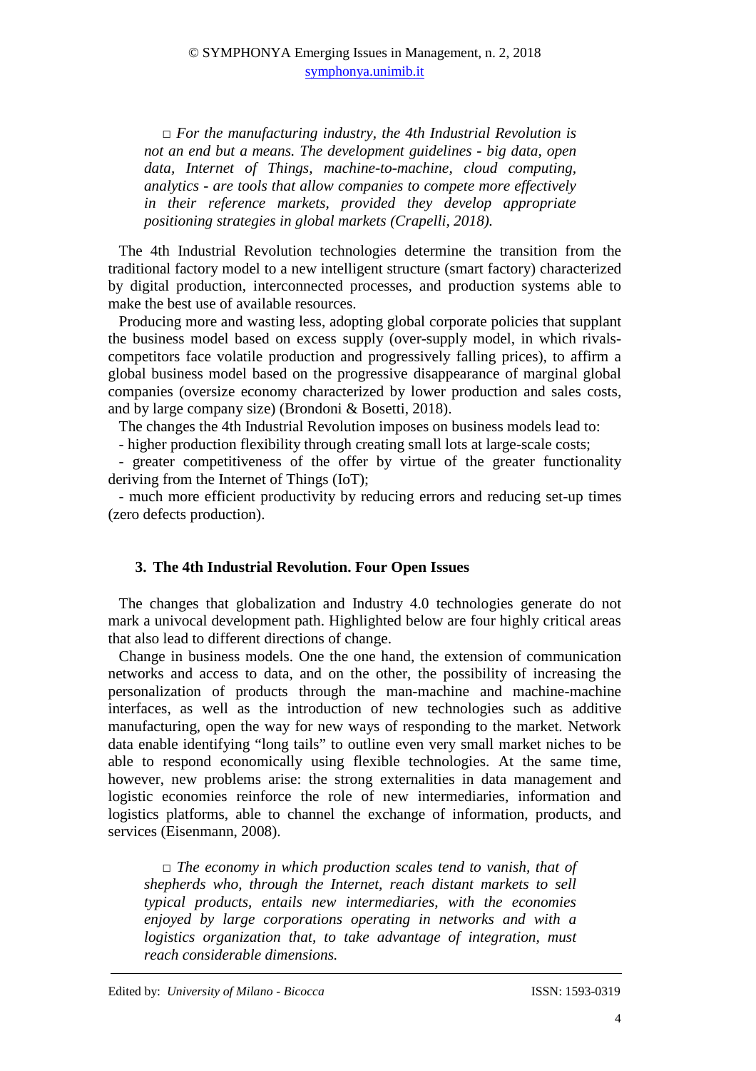□ *For the manufacturing industry, the 4th Industrial Revolution is not an end but a means. The development guidelines - big data, open data, Internet of Things, machine-to-machine, cloud computing, analytics - are tools that allow companies to compete more effectively in their reference markets, provided they develop appropriate positioning strategies in global markets (Crapelli, 2018).*

The 4th Industrial Revolution technologies determine the transition from the traditional factory model to a new intelligent structure (smart factory) characterized by digital production, interconnected processes, and production systems able to make the best use of available resources.

Producing more and wasting less, adopting global corporate policies that supplant the business model based on excess supply (over-supply model, in which rivals-competitors face volatile production and progressively falling prices), to affirm a global business model based on the progressive disappearance of marginal global companies (oversize economy characterized by lower production and sales costs, and by large company size) (Brondoni & Bosetti, 2018).

The changes the 4th Industrial Revolution imposes on business models lead to:

- higher production flexibility through creating small lots at large-scale costs;
- greater competitiveness of the offer by virtue of the greater functionality deriving from the Internet of Things (IoT);
- much more efficient productivity by reducing errors and reducing set-up times (zero defects production).

## 3. The 4th Industrial Revolution. Four Open Issues

The changes that globalization and Industry 4.0 technologies generate do not mark a univocal development path. Highlighted below are four highly critical areas that also lead to different directions of change.

Change in business models. One the one hand, the extension of communication networks and access to data, and on the other, the possibility of increasing the personalization of products through the man-machine and machine-machine interfaces, as well as the introduction of new technologies such as additive manufacturing, open the way for new ways of responding to the market. Network data enable identifying "long tails" to outline even very small market niches to be able to respond economically using flexible technologies. At the same time, however, new problems arise: the strong externalities in data management and logistic economies reinforce the role of new intermediaries, information and logistics platforms, able to channel the exchange of information, products, and services (Eisenmann, 2008).

□ *The economy in which production scales tend to vanish, that of shepherds who, through the Internet, reach distant markets to sell typical products, entails new intermediaries, with the economies enjoyed by large corporations operating in networks and with a logistics organization that, to take advantage of integration, must reach considerable dimensions.*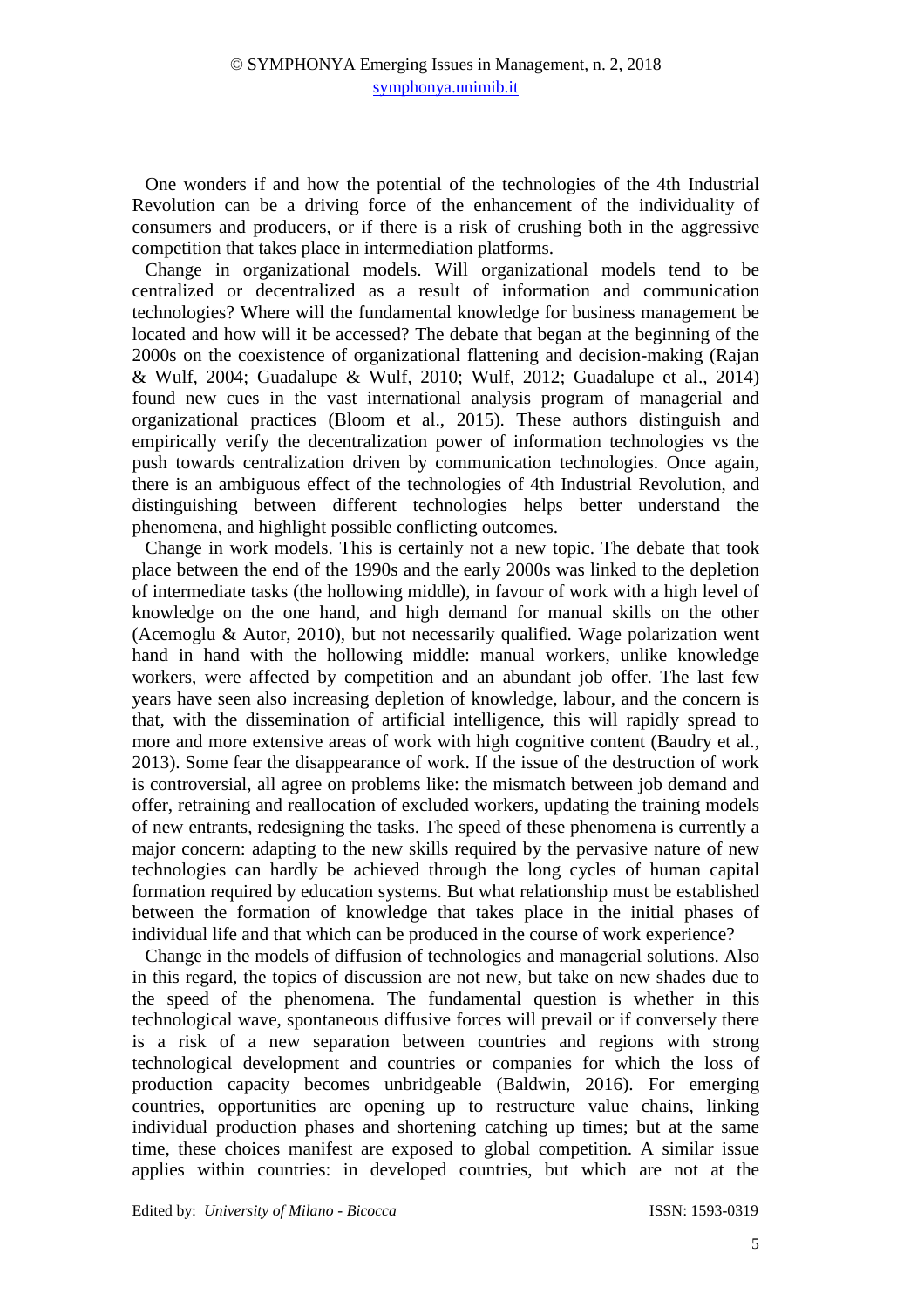One wonders if and how the potential of the technologies of the 4th Industrial Revolution can be a driving force of the enhancement of the individuality of consumers and producers, or if there is a risk of crushing both in the aggressive competition that takes place in intermediation platforms.

Change in organizational models. Will organizational models tend to be centralized or decentralized as a result of information and communication technologies? Where will the fundamental knowledge for business management be located and how will it be accessed? The debate that began at the beginning of the 2000s on the coexistence of organizational flattening and decision-making (Rajan & Wulf, 2004; Guadalupe & Wulf, 2010; Wulf, 2012; Guadalupe et al., 2014) found new cues in the vast international analysis program of managerial and organizational practices (Bloom et al., 2015). These authors distinguish and empirically verify the decentralization power of information technologies vs the push towards centralization driven by communication technologies. Once again, there is an ambiguous effect of the technologies of 4th Industrial Revolution, and distinguishing between different technologies helps better understand the phenomena, and highlight possible conflicting outcomes.

Change in work models. This is certainly not a new topic. The debate that took place between the end of the 1990s and the early 2000s was linked to the depletion of intermediate tasks (the hollowing middle), in favour of work with a high level of knowledge on the one hand, and high demand for manual skills on the other (Acemoglu & Autor, 2010), but not necessarily qualified. Wage polarization went hand in hand with the hollowing middle: manual workers, unlike knowledge workers, were affected by competition and an abundant job offer. The last few years have seen also increasing depletion of knowledge, labour, and the concern is that, with the dissemination of artificial intelligence, this will rapidly spread to more and more extensive areas of work with high cognitive content (Baudry et al., 2013). Some fear the disappearance of work. If the issue of the destruction of work is controversial, all agree on problems like: the mismatch between job demand and offer, retraining and reallocation of excluded workers, updating the training models of new entrants, redesigning the tasks. The speed of these phenomena is currently a major concern: adapting to the new skills required by the pervasive nature of new technologies can hardly be achieved through the long cycles of human capital formation required by education systems. But what relationship must be established between the formation of knowledge that takes place in the initial phases of individual life and that which can be produced in the course of work experience?

Change in the models of diffusion of technologies and managerial solutions. Also in this regard, the topics of discussion are not new, but take on new shades due to the speed of the phenomena. The fundamental question is whether in this technological wave, spontaneous diffusive forces will prevail or if conversely there is a risk of a new separation between countries and regions with strong technological development and countries or companies for which the loss of production capacity becomes unbridgeable (Baldwin, 2016). For emerging countries, opportunities are opening up to restructure value chains, linking individual production phases and shortening catching up times; but at the same time, these choices manifest are exposed to global competition. A similar issue applies within countries: in developed countries, but which are not at the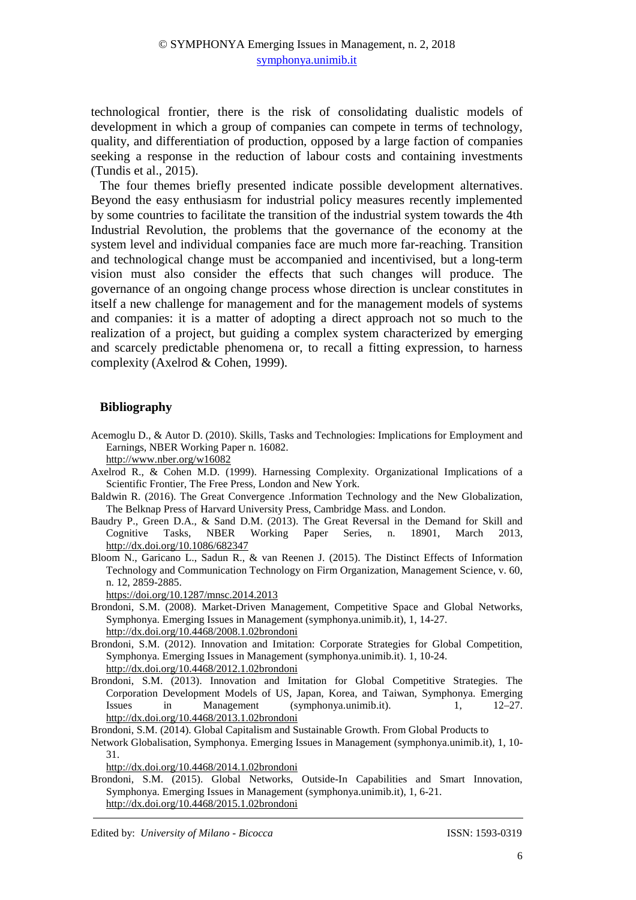technological frontier, there is the risk of consolidating dualistic models of development in which a group of companies can compete in terms of technology, quality, and differentiation of production, opposed by a large faction of companies seeking a response in the reduction of labour costs and containing investments (Tundis et al., 2015).

The four themes briefly presented indicate possible development alternatives. Beyond the easy enthusiasm for industrial policy measures recently implemented by some countries to facilitate the transition of the industrial system towards the 4th Industrial Revolution, the problems that the governance of the economy at the system level and individual companies face are much more far-reaching. Transition and technological change must be accompanied and incentivised, but a long-term vision must also consider the effects that such changes will produce. The governance of an ongoing change process whose direction is unclear constitutes in itself a new challenge for management and for the management models of systems and companies: it is a matter of adopting a direct approach not so much to the realization of a project, but guiding a complex system characterized by emerging and scarcely predictable phenomena or, to recall a fitting expression, to harness complexity (Axelrod & Cohen, 1999).

## Bibliography

Acemoglu D., & Autor D. (2010). Skills, Tasks and Technologies: Implications for Employment and Earnings, NBER Working Paper n. 16082. http://www.nber.org/w16082

Axelrod R., & Cohen M.D. (1999). Harnessing Complexity. Organizational Implications of a Scientific Frontier, The Free Press, London and New York.

Baldwin R. (2016). The Great Convergence .Information Technology and the New Globalization, The Belknap Press of Harvard University Press, Cambridge Mass. and London.

Baudry P., Green D.A., & Sand D.M. (2013). The Great Reversal in the Demand for Skill and Cognitive Tasks, NBER Working Paper Series, n. 18901, March 2013, http://dx.doi.org/10.1086/682347

Bloom N., Garicano L., Sadun R., & van Reenen J. (2015). The Distinct Effects of Information Technology and Communication Technology on Firm Organization, Management Science, v. 60, n. 12, 2859-2885. https://doi.org/10.1287/mnsc.2014.2013

Brondoni, S.M. (2008). Market-Driven Management, Competitive Space and Global Networks, Symphonya. Emerging Issues in Management (symphonya.unimib.it), 1, 14-27. http://dx.doi.org/10.4468/2008.1.02brondoni

Brondoni, S.M. (2012). Innovation and Imitation: Corporate Strategies for Global Competition, Symphonya. Emerging Issues in Management (symphonya.unimib.it). 1, 10-24. http://dx.doi.org/10.4468/2012.1.02brondoni

Brondoni, S.M. (2013). Innovation and Imitation for Global Competitive Strategies. The Corporation Development Models of US, Japan, Korea, and Taiwan, Symphonya. Emerging Issues in Management (symphonya.unimib.it). 1, 12–27. http://dx.doi.org/10.4468/2013.1.02brondoni

Brondoni, S.M. (2014). Global Capitalism and Sustainable Growth. From Global Products to Network Globalisation, Symphonya. Emerging Issues in Management (symphonya.unimib.it), 1, 10-31. http://dx.doi.org/10.4468/2014.1.02brondoni

Brondoni, S.M. (2015). Global Networks, Outside-In Capabilities and Smart Innovation, Symphonya. Emerging Issues in Management (symphonya.unimib.it), 1, 6-21. http://dx.doi.org/10.4468/2015.1.02brondoni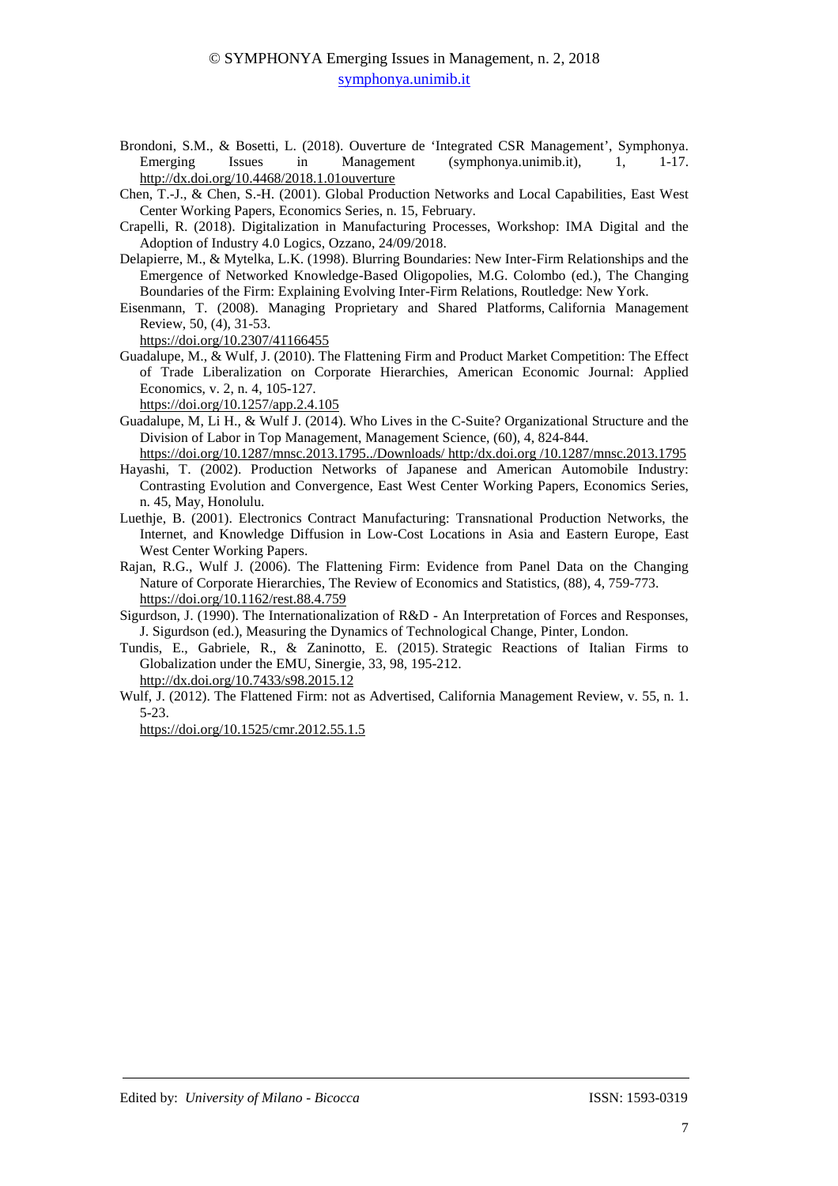Brondoni, S.M., & Bosetti, L. (2018). Ouverture de 'Integrated CSR Management', Symphonya. Emerging Issues in Management (symphonya.unimib.it), 1, 1-17. http://dx.doi.org/10.4468/2018.1.01ouverture

Chen, T.-J., & Chen, S.-H. (2001). Global Production Networks and Local Capabilities, East West Center Working Papers, Economics Series, n. 15, February.

Crapelli, R. (2018). Digitalization in Manufacturing Processes, Workshop: IMA Digital and the Adoption of Industry 4.0 Logics, Ozzano, 24/09/2018.

Delapierre, M., & Mytelka, L.K. (1998). Blurring Boundaries: New Inter-Firm Relationships and the Emergence of Networked Knowledge-Based Oligopolies, M.G. Colombo (ed.), The Changing Boundaries of the Firm: Explaining Evolving Inter-Firm Relations, Routledge: New York.

Eisenmann, T. (2008). Managing Proprietary and Shared Platforms, California Management Review, 50, (4), 31-53.
https://doi.org/10.2307/41166455

Guadalupe, M., & Wulf, J. (2010). The Flattening Firm and Product Market Competition: The Effect of Trade Liberalization on Corporate Hierarchies, American Economic Journal: Applied Economics, v. 2, n. 4, 105-127.
https://doi.org/10.1257/app.2.4.105

Guadalupe, M, Li H., & Wulf J. (2014). Who Lives in the C-Suite? Organizational Structure and the Division of Labor in Top Management, Management Science, (60), 4, 824-844.
https://doi.org/10.1287/mnsc.2013.1795../Downloads/ http:/dx.doi.org /10.1287/mnsc.2013.1795

Hayashi, T. (2002). Production Networks of Japanese and American Automobile Industry: Contrasting Evolution and Convergence, East West Center Working Papers, Economics Series, n. 45, May, Honolulu.

Luethje, B. (2001). Electronics Contract Manufacturing: Transnational Production Networks, the Internet, and Knowledge Diffusion in Low-Cost Locations in Asia and Eastern Europe, East West Center Working Papers.

Rajan, R.G., Wulf J. (2006). The Flattening Firm: Evidence from Panel Data on the Changing Nature of Corporate Hierarchies, The Review of Economics and Statistics, (88), 4, 759-773.
https://doi.org/10.1162/rest.88.4.759

Sigurdson, J. (1990). The Internationalization of R&D - An Interpretation of Forces and Responses, J. Sigurdson (ed.), Measuring the Dynamics of Technological Change, Pinter, London.

Tundis, E., Gabriele, R., & Zaninotto, E. (2015). Strategic Reactions of Italian Firms to Globalization under the EMU, Sinergie, 33, 98, 195-212.
http://dx.doi.org/10.7433/s98.2015.12

Wulf, J. (2012). The Flattened Firm: not as Advertised, California Management Review, v. 55, n. 1. 5-23.
https://doi.org/10.1525/cmr.2012.55.1.5